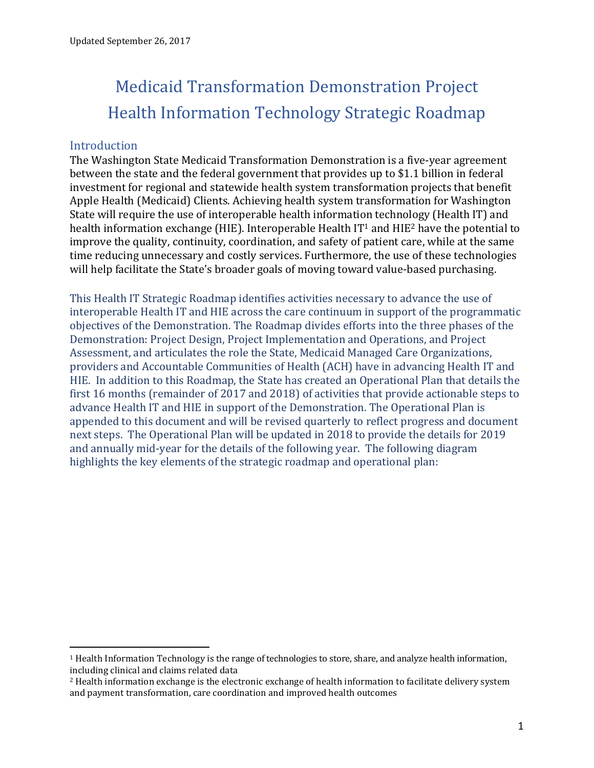Updated September 26, 2017

# Medicaid Transformation Demonstration Project
# Health Information Technology Strategic Roadmap

## Introduction

The Washington State Medicaid Transformation Demonstration is a five-year agreement between the state and the federal government that provides up to $1.1 billion in federal investment for regional and statewide health system transformation projects that benefit Apple Health (Medicaid) Clients. Achieving health system transformation for Washington State will require the use of interoperable health information technology (Health IT) and health information exchange (HIE). Interoperable Health IT[1] and HIE[2] have the potential to improve the quality, continuity, coordination, and safety of patient care, while at the same time reducing unnecessary and costly services. Furthermore, the use of these technologies will help facilitate the State's broader goals of moving toward value-based purchasing.

This Health IT Strategic Roadmap identifies activities necessary to advance the use of interoperable Health IT and HIE across the care continuum in support of the programmatic objectives of the Demonstration. The Roadmap divides efforts into the three phases of the Demonstration: Project Design, Project Implementation and Operations, and Project Assessment, and articulates the role the State, Medicaid Managed Care Organizations, providers and Accountable Communities of Health (ACH) have in advancing Health IT and HIE. In addition to this Roadmap, the State has created an Operational Plan that details the first 16 months (remainder of 2017 and 2018) of activities that provide actionable steps to advance Health IT and HIE in support of the Demonstration. The Operational Plan is appended to this document and will be revised quarterly to reflect progress and document next steps. The Operational Plan will be updated in 2018 to provide the details for 2019 and annually mid-year for the details of the following year. The following diagram highlights the key elements of the strategic roadmap and operational plan:

[1] Health Information Technology is the range of technologies to store, share, and analyze health information, including clinical and claims related data

[2] Health information exchange is the electronic exchange of health information to facilitate delivery system and payment transformation, care coordination and improved health outcomes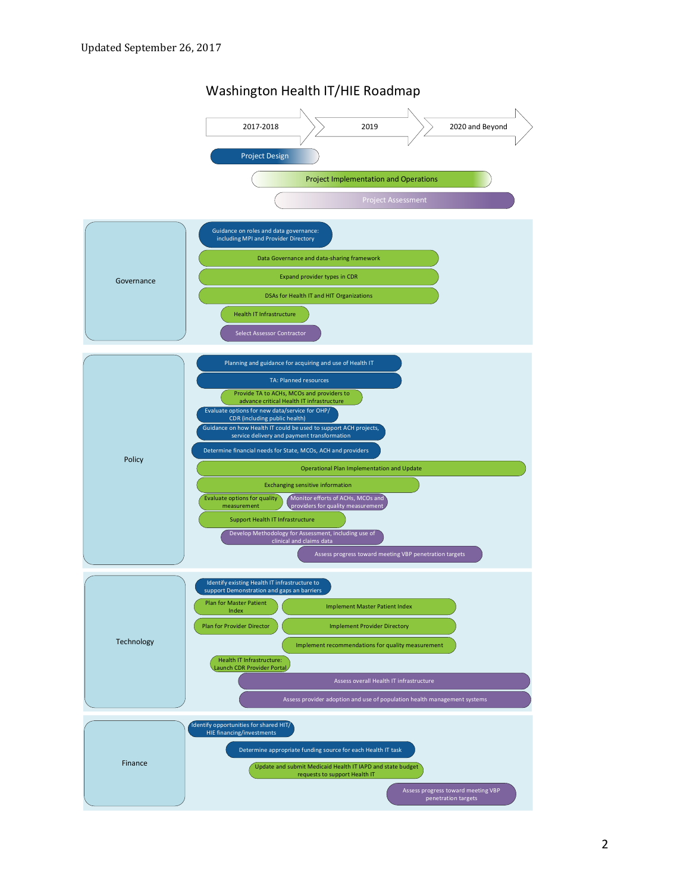Updated September 26, 2017

# Washington Health IT/HIE Roadmap

2017-2018 → 2019 → 2020 and Beyond

- Project Design
- Project Implementation and Operations
- Project Assessment

## Governance

- Guidance on roles and data governance: including MPI and Provider Directory
- Data Governance and data-sharing framework
- Expand provider types in CDR
- DSAs for Health IT and HIT Organizations
- Health IT Infrastructure
- Select Assessor Contractor

## Policy

- Planning and guidance for acquiring and use of Health IT
- TA: Planned resources
- Provide TA to ACHs, MCOs and providers to advance critical Health IT infrastructure
- Evaluate options for new data/service for OHP/ CDR (including public health)
- Guidance on how Health IT could be used to support ACH projects, service delivery and payment transformation
- Determine financial needs for State, MCOs, ACH and providers
- Operational Plan Implementation and Update
- Exchanging sensitive information
- Evaluate options for quality measurement
- Monitor efforts of ACHs, MCOs and providers for quality measurement
- Support Health IT Infrastructure
- Develop Methodology for Assessment, including use of clinical and claims data
- Assess progress toward meeting VBP penetration targets

## Technology

- Identify existing Health IT infrastructure to support Demonstration and gaps an barriers
- Plan for Master Patient Index
- Implement Master Patient Index
- Plan for Provider Director
- Implement Provider Directory
- Implement recommendations for quality measurement
- Health IT Infrastructure: Launch CDR Provider Portal
- Assess overall Health IT infrastructure
- Assess provider adoption and use of population health management systems

## Finance

- Identify opportunities for shared HIT/ HIE financing/investments
- Determine appropriate funding source for each Health IT task
- Update and submit Medicaid Health IT IAPD and state budget requests to support Health IT
- Assess progress toward meeting VBP penetration targets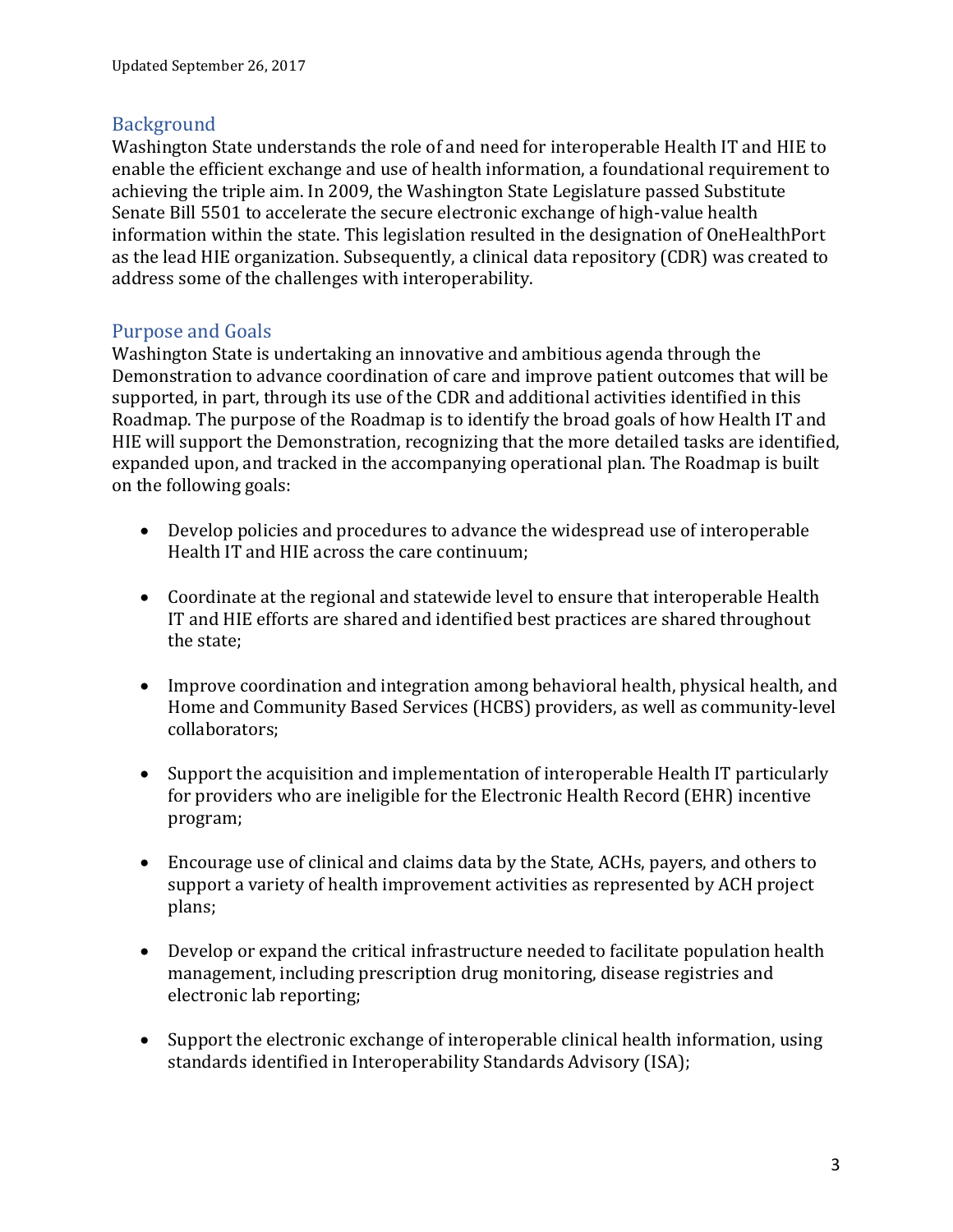Updated September 26, 2017

## Background

Washington State understands the role of and need for interoperable Health IT and HIE to enable the efficient exchange and use of health information, a foundational requirement to achieving the triple aim. In 2009, the Washington State Legislature passed Substitute Senate Bill 5501 to accelerate the secure electronic exchange of high-value health information within the state. This legislation resulted in the designation of OneHealthPort as the lead HIE organization. Subsequently, a clinical data repository (CDR) was created to address some of the challenges with interoperability.

## Purpose and Goals

Washington State is undertaking an innovative and ambitious agenda through the Demonstration to advance coordination of care and improve patient outcomes that will be supported, in part, through its use of the CDR and additional activities identified in this Roadmap. The purpose of the Roadmap is to identify the broad goals of how Health IT and HIE will support the Demonstration, recognizing that the more detailed tasks are identified, expanded upon, and tracked in the accompanying operational plan. The Roadmap is built on the following goals:

- Develop policies and procedures to advance the widespread use of interoperable Health IT and HIE across the care continuum;
- Coordinate at the regional and statewide level to ensure that interoperable Health IT and HIE efforts are shared and identified best practices are shared throughout the state;
- Improve coordination and integration among behavioral health, physical health, and Home and Community Based Services (HCBS) providers, as well as community-level collaborators;
- Support the acquisition and implementation of interoperable Health IT particularly for providers who are ineligible for the Electronic Health Record (EHR) incentive program;
- Encourage use of clinical and claims data by the State, ACHs, payers, and others to support a variety of health improvement activities as represented by ACH project plans;
- Develop or expand the critical infrastructure needed to facilitate population health management, including prescription drug monitoring, disease registries and electronic lab reporting;
- Support the electronic exchange of interoperable clinical health information, using standards identified in Interoperability Standards Advisory (ISA);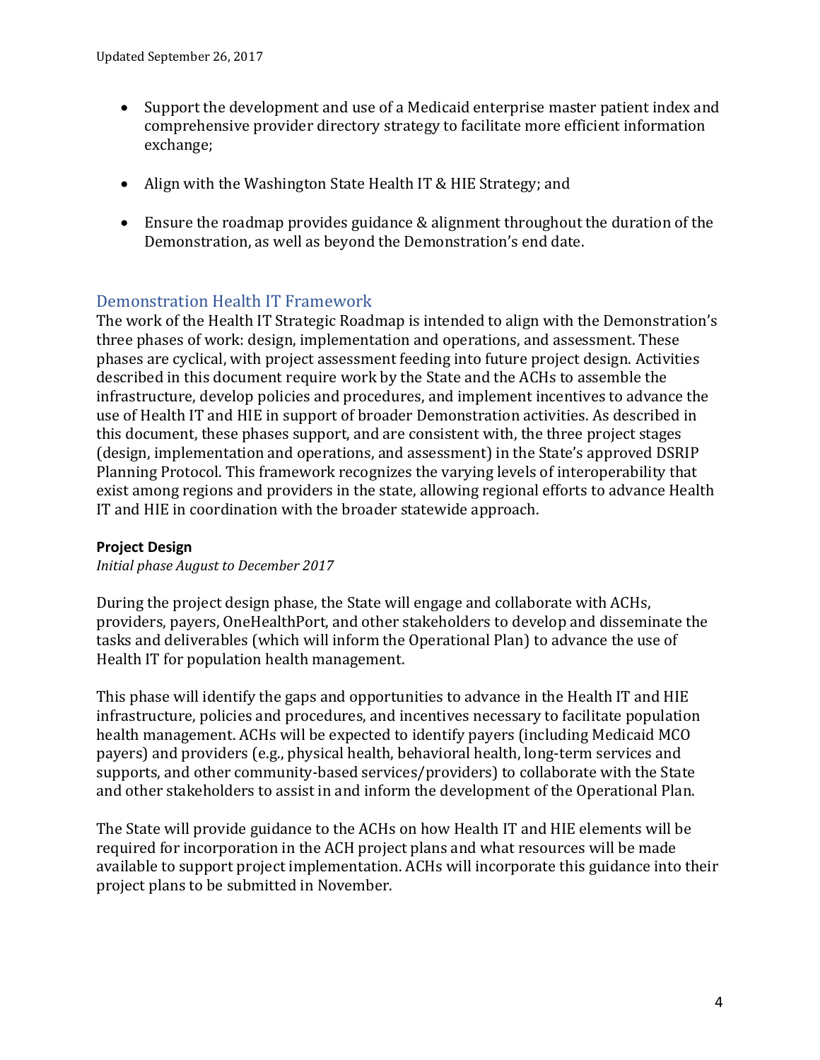- Support the development and use of a Medicaid enterprise master patient index and comprehensive provider directory strategy to facilitate more efficient information exchange;
- Align with the Washington State Health IT & HIE Strategy; and
- Ensure the roadmap provides guidance & alignment throughout the duration of the Demonstration, as well as beyond the Demonstration's end date.

## Demonstration Health IT Framework

The work of the Health IT Strategic Roadmap is intended to align with the Demonstration's three phases of work: design, implementation and operations, and assessment. These phases are cyclical, with project assessment feeding into future project design. Activities described in this document require work by the State and the ACHs to assemble the infrastructure, develop policies and procedures, and implement incentives to advance the use of Health IT and HIE in support of broader Demonstration activities. As described in this document, these phases support, and are consistent with, the three project stages (design, implementation and operations, and assessment) in the State's approved DSRIP Planning Protocol. This framework recognizes the varying levels of interoperability that exist among regions and providers in the state, allowing regional efforts to advance Health IT and HIE in coordination with the broader statewide approach.

### Project Design

*Initial phase August to December 2017*

During the project design phase, the State will engage and collaborate with ACHs, providers, payers, OneHealthPort, and other stakeholders to develop and disseminate the tasks and deliverables (which will inform the Operational Plan) to advance the use of Health IT for population health management.

This phase will identify the gaps and opportunities to advance in the Health IT and HIE infrastructure, policies and procedures, and incentives necessary to facilitate population health management. ACHs will be expected to identify payers (including Medicaid MCO payers) and providers (e.g., physical health, behavioral health, long-term services and supports, and other community-based services/providers) to collaborate with the State and other stakeholders to assist in and inform the development of the Operational Plan.

The State will provide guidance to the ACHs on how Health IT and HIE elements will be required for incorporation in the ACH project plans and what resources will be made available to support project implementation. ACHs will incorporate this guidance into their project plans to be submitted in November.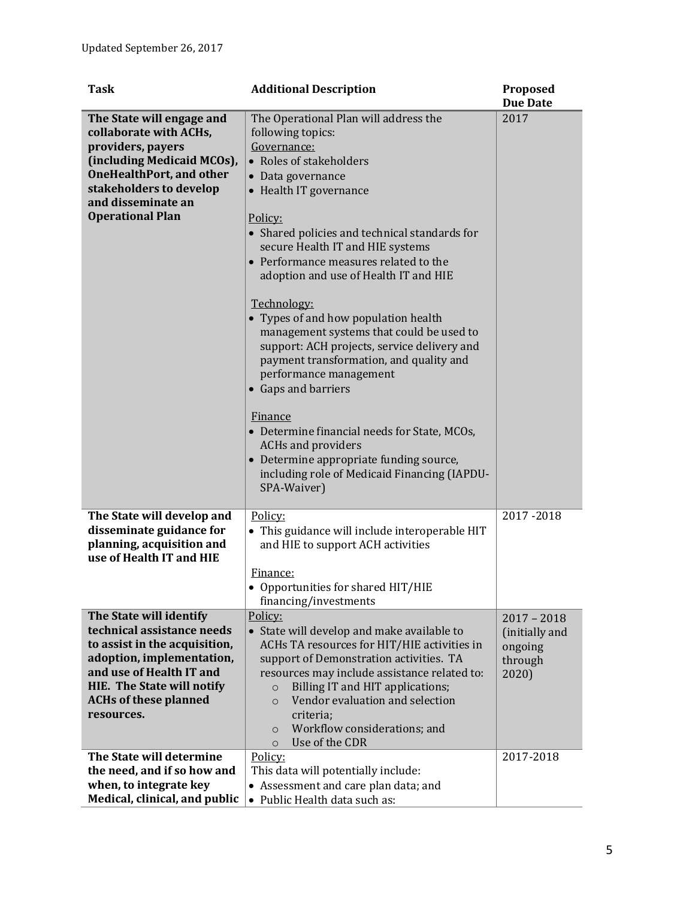| Task | Additional Description | Proposed Due Date |
|---|---|---|
| **The State will engage and collaborate with ACHs, providers, payers (including Medicaid MCOs), OneHealthPort, and other stakeholders to develop and disseminate an Operational Plan** | The Operational Plan will address the following topics:<br>Governance:<br>• Roles of stakeholders<br>• Data governance<br>• Health IT governance<br><br>Policy:<br>• Shared policies and technical standards for secure Health IT and HIE systems<br>• Performance measures related to the adoption and use of Health IT and HIE<br><br>Technology:<br>• Types of and how population health management systems that could be used to support: ACH projects, service delivery and payment transformation, and quality and performance management<br>• Gaps and barriers<br><br>Finance<br>• Determine financial needs for State, MCOs, ACHs and providers<br>• Determine appropriate funding source, including role of Medicaid Financing (IAPDU-SPA-Waiver) | 2017 |
| **The State will develop and disseminate guidance for planning, acquisition and use of Health IT and HIE** | Policy:<br>• This guidance will include interoperable HIT and HIE to support ACH activities<br><br>Finance:<br>• Opportunities for shared HIT/HIE financing/investments | 2017 -2018 |
| **The State will identify technical assistance needs to assist in the acquisition, adoption, implementation, and use of Health IT and HIE. The State will notify ACHs of these planned resources.** | Policy:<br>• State will develop and make available to ACHs TA resources for HIT/HIE activities in support of Demonstration activities. TA resources may include assistance related to:<br>&nbsp;&nbsp;○ Billing IT and HIT applications;<br>&nbsp;&nbsp;○ Vendor evaluation and selection criteria;<br>&nbsp;&nbsp;○ Workflow considerations; and<br>&nbsp;&nbsp;○ Use of the CDR | 2017 – 2018 (initially and ongoing through 2020) |
| **The State will determine the need, and if so how and when, to integrate key Medical, clinical, and public** | Policy:<br>This data will potentially include:<br>• Assessment and care plan data; and<br>• Public Health data such as: | 2017-2018 |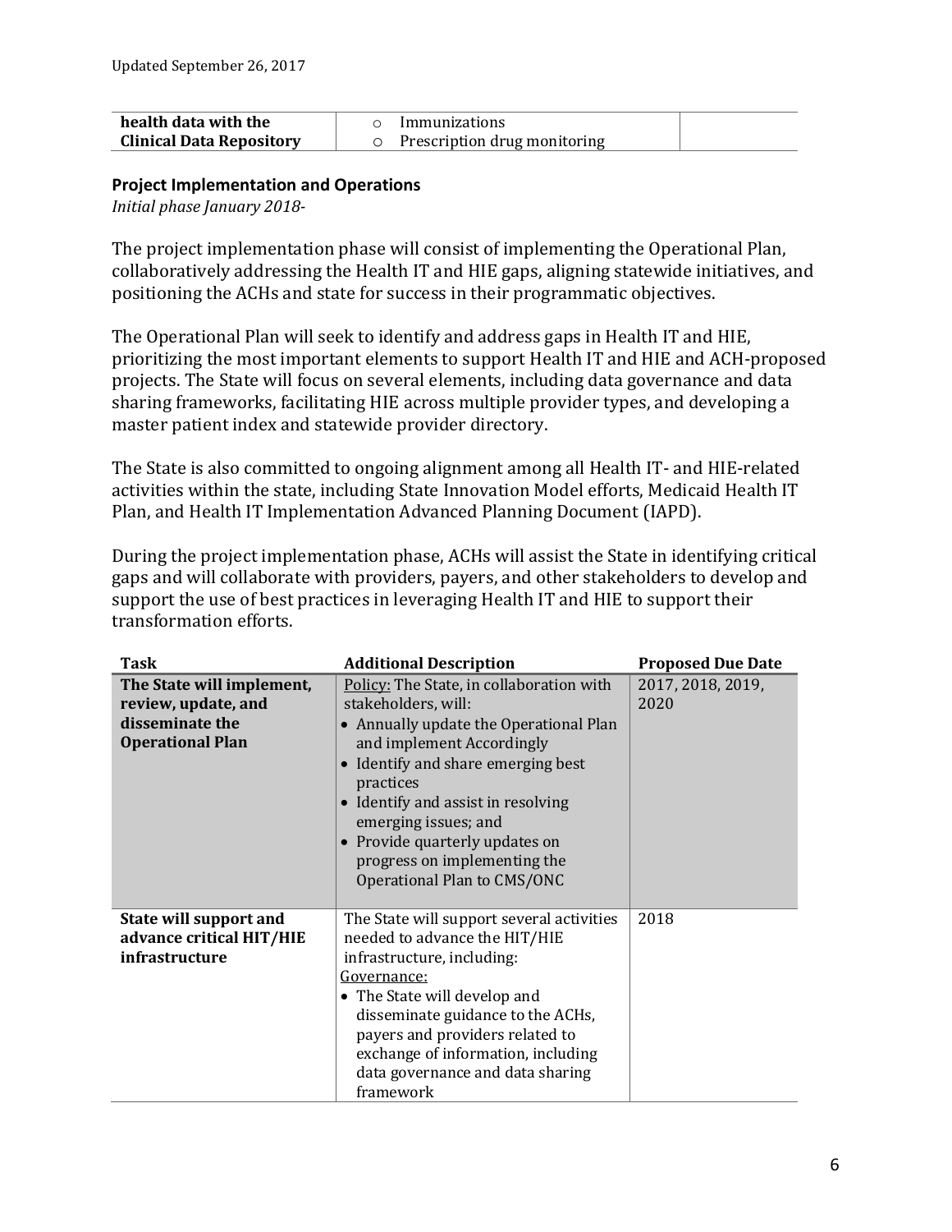| | | |
|---|---|---|
| **health data with the Clinical Data Repository** | ○ Immunizations<br>○ Prescription drug monitoring | |

**Project Implementation and Operations**

*Initial phase January 2018-*

The project implementation phase will consist of implementing the Operational Plan, collaboratively addressing the Health IT and HIE gaps, aligning statewide initiatives, and positioning the ACHs and state for success in their programmatic objectives.

The Operational Plan will seek to identify and address gaps in Health IT and HIE, prioritizing the most important elements to support Health IT and HIE and ACH-proposed projects. The State will focus on several elements, including data governance and data sharing frameworks, facilitating HIE across multiple provider types, and developing a master patient index and statewide provider directory.

The State is also committed to ongoing alignment among all Health IT- and HIE-related activities within the state, including State Innovation Model efforts, Medicaid Health IT Plan, and Health IT Implementation Advanced Planning Document (IAPD).

During the project implementation phase, ACHs will assist the State in identifying critical gaps and will collaborate with providers, payers, and other stakeholders to develop and support the use of best practices in leveraging Health IT and HIE to support their transformation efforts.

| Task | Additional Description | Proposed Due Date |
|---|---|---|
| **The State will implement, review, update, and disseminate the Operational Plan** | Policy: The State, in collaboration with stakeholders, will:<br>• Annually update the Operational Plan and implement Accordingly<br>• Identify and share emerging best practices<br>• Identify and assist in resolving emerging issues; and<br>• Provide quarterly updates on progress on implementing the Operational Plan to CMS/ONC | 2017, 2018, 2019, 2020 |
| **State will support and advance critical HIT/HIE infrastructure** | The State will support several activities needed to advance the HIT/HIE infrastructure, including:<br>Governance:<br>• The State will develop and disseminate guidance to the ACHs, payers and providers related to exchange of information, including data governance and data sharing framework | 2018 |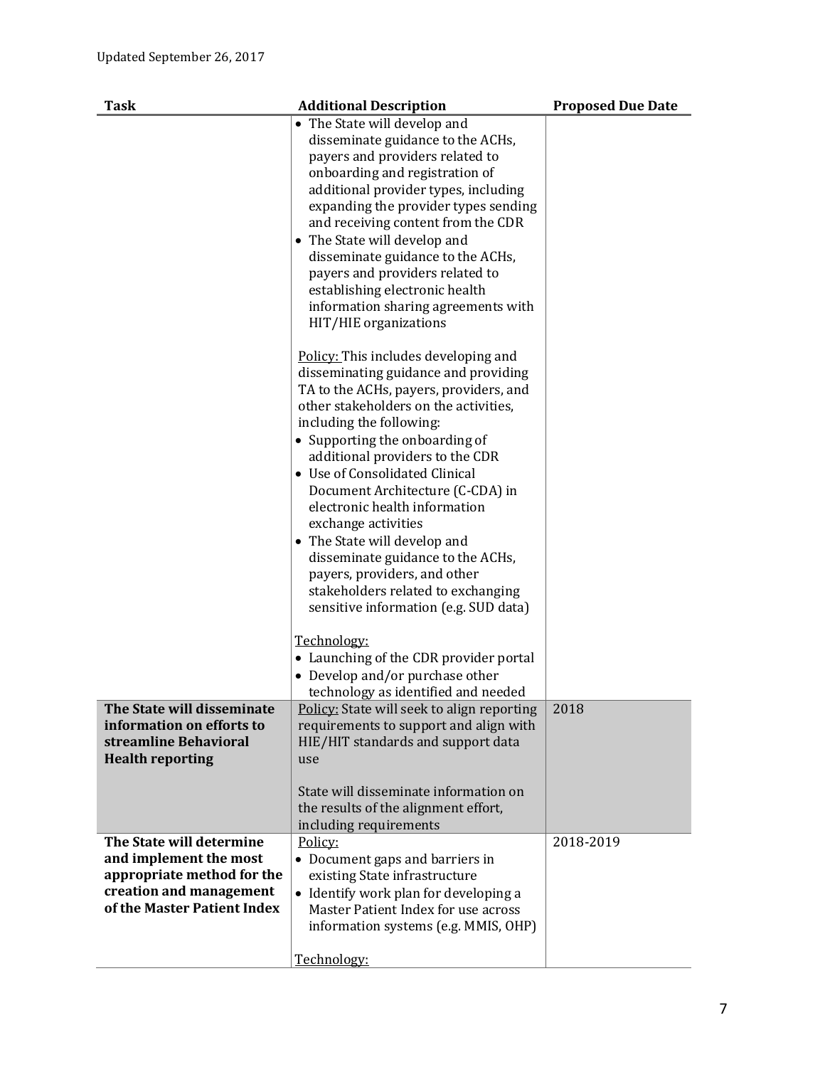Updated September 26, 2017

| Task | Additional Description | Proposed Due Date |
|---|---|---|
| | • The State will develop and disseminate guidance to the ACHs, payers and providers related to onboarding and registration of additional provider types, including expanding the provider types sending and receiving content from the CDR<br>• The State will develop and disseminate guidance to the ACHs, payers and providers related to establishing electronic health information sharing agreements with HIT/HIE organizations<br><br><u>Policy:</u> This includes developing and disseminating guidance and providing TA to the ACHs, payers, providers, and other stakeholders on the activities, including the following:<br>• Supporting the onboarding of additional providers to the CDR<br>• Use of Consolidated Clinical Document Architecture (C-CDA) in electronic health information exchange activities<br>• The State will develop and disseminate guidance to the ACHs, payers, providers, and other stakeholders related to exchanging sensitive information (e.g. SUD data)<br><br><u>Technology:</u><br>• Launching of the CDR provider portal<br>• Develop and/or purchase other technology as identified and needed | |
| **The State will disseminate information on efforts to streamline Behavioral Health reporting** | <u>Policy:</u> State will seek to align reporting requirements to support and align with HIE/HIT standards and support data use<br><br>State will disseminate information on the results of the alignment effort, including requirements | 2018 |
| **The State will determine and implement the most appropriate method for the creation and management of the Master Patient Index** | <u>Policy:</u><br>• Document gaps and barriers in existing State infrastructure<br>• Identify work plan for developing a Master Patient Index for use across information systems (e.g. MMIS, OHP)<br><br><u>Technology:</u> | 2018-2019 |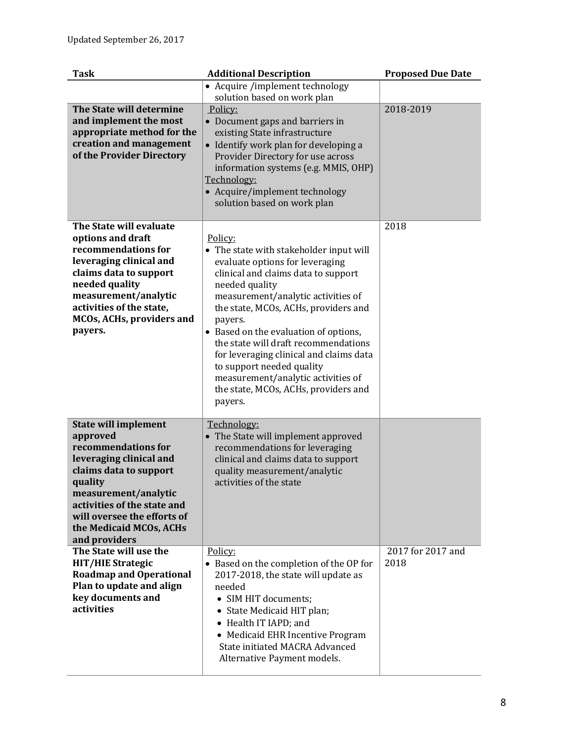| Task | Additional Description | Proposed Due Date |
|---|---|---|
| | • Acquire /implement technology solution based on work plan | |
| **The State will determine and implement the most appropriate method for the creation and management of the Provider Directory** | Policy:<br>• Document gaps and barriers in existing State infrastructure<br>• Identify work plan for developing a Provider Directory for use across information systems (e.g. MMIS, OHP)<br>Technology:<br>• Acquire/implement technology solution based on work plan | 2018-2019 |
| **The State will evaluate options and draft recommendations for leveraging clinical and claims data to support needed quality measurement/analytic activities of the state, MCOs, ACHs, providers and payers.** | Policy:<br>• The state with stakeholder input will evaluate options for leveraging clinical and claims data to support needed quality measurement/analytic activities of the state, MCOs, ACHs, providers and payers.<br>• Based on the evaluation of options, the state will draft recommendations for leveraging clinical and claims data to support needed quality measurement/analytic activities of the state, MCOs, ACHs, providers and payers. | 2018 |
| **State will implement approved recommendations for leveraging clinical and claims data to support quality measurement/analytic activities of the state and will oversee the efforts of the Medicaid MCOs, ACHs and providers** | Technology:<br>• The State will implement approved recommendations for leveraging clinical and claims data to support quality measurement/analytic activities of the state | |
| **The State will use the HIT/HIE Strategic Roadmap and Operational Plan to update and align key documents and activities** | Policy:<br>• Based on the completion of the OP for 2017-2018, the state will update as needed<br>• SIM HIT documents;<br>• State Medicaid HIT plan;<br>• Health IT IAPD; and<br>• Medicaid EHR Incentive Program State initiated MACRA Advanced Alternative Payment models. | 2017 for 2017 and 2018 |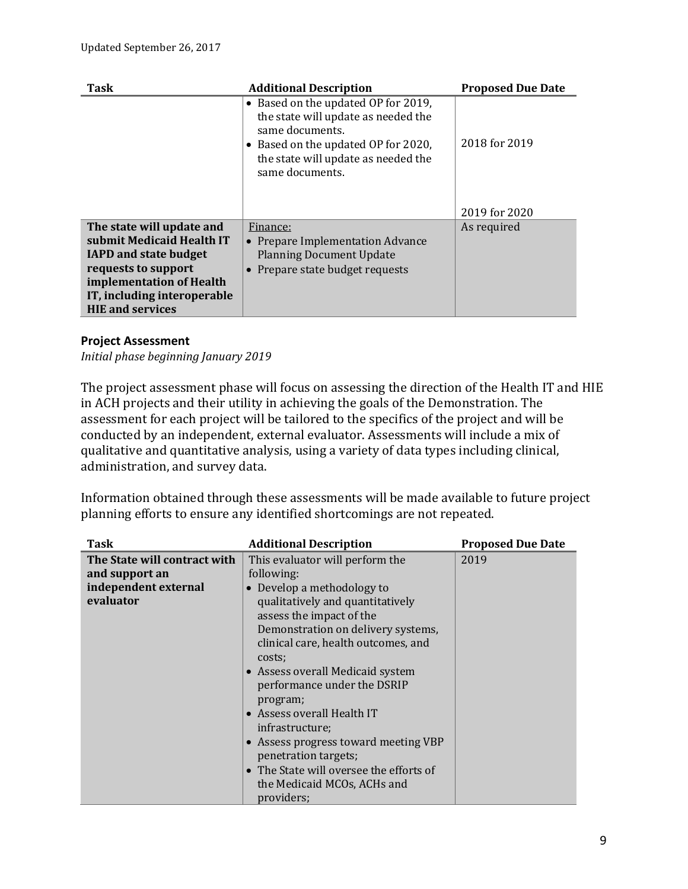| Task | Additional Description | Proposed Due Date |
|---|---|---|
| | • Based on the updated OP for 2019, the state will update as needed the same documents.<br>• Based on the updated OP for 2020, the state will update as needed the same documents. | 2018 for 2019<br><br>2019 for 2020 |
| **The state will update and submit Medicaid Health IT IAPD and state budget requests to support implementation of Health IT, including interoperable HIE and services** | Finance:<br>• Prepare Implementation Advance Planning Document Update<br>• Prepare state budget requests | As required |

**Project Assessment**

*Initial phase beginning January 2019*

The project assessment phase will focus on assessing the direction of the Health IT and HIE in ACH projects and their utility in achieving the goals of the Demonstration. The assessment for each project will be tailored to the specifics of the project and will be conducted by an independent, external evaluator. Assessments will include a mix of qualitative and quantitative analysis, using a variety of data types including clinical, administration, and survey data.

Information obtained through these assessments will be made available to future project planning efforts to ensure any identified shortcomings are not repeated.

| Task | Additional Description | Proposed Due Date |
|---|---|---|
| **The State will contract with and support an independent external evaluator** | This evaluator will perform the following:<br>• Develop a methodology to qualitatively and quantitatively assess the impact of the Demonstration on delivery systems, clinical care, health outcomes, and costs;<br>• Assess overall Medicaid system performance under the DSRIP program;<br>• Assess overall Health IT infrastructure;<br>• Assess progress toward meeting VBP penetration targets;<br>• The State will oversee the efforts of the Medicaid MCOs, ACHs and providers; | 2019 |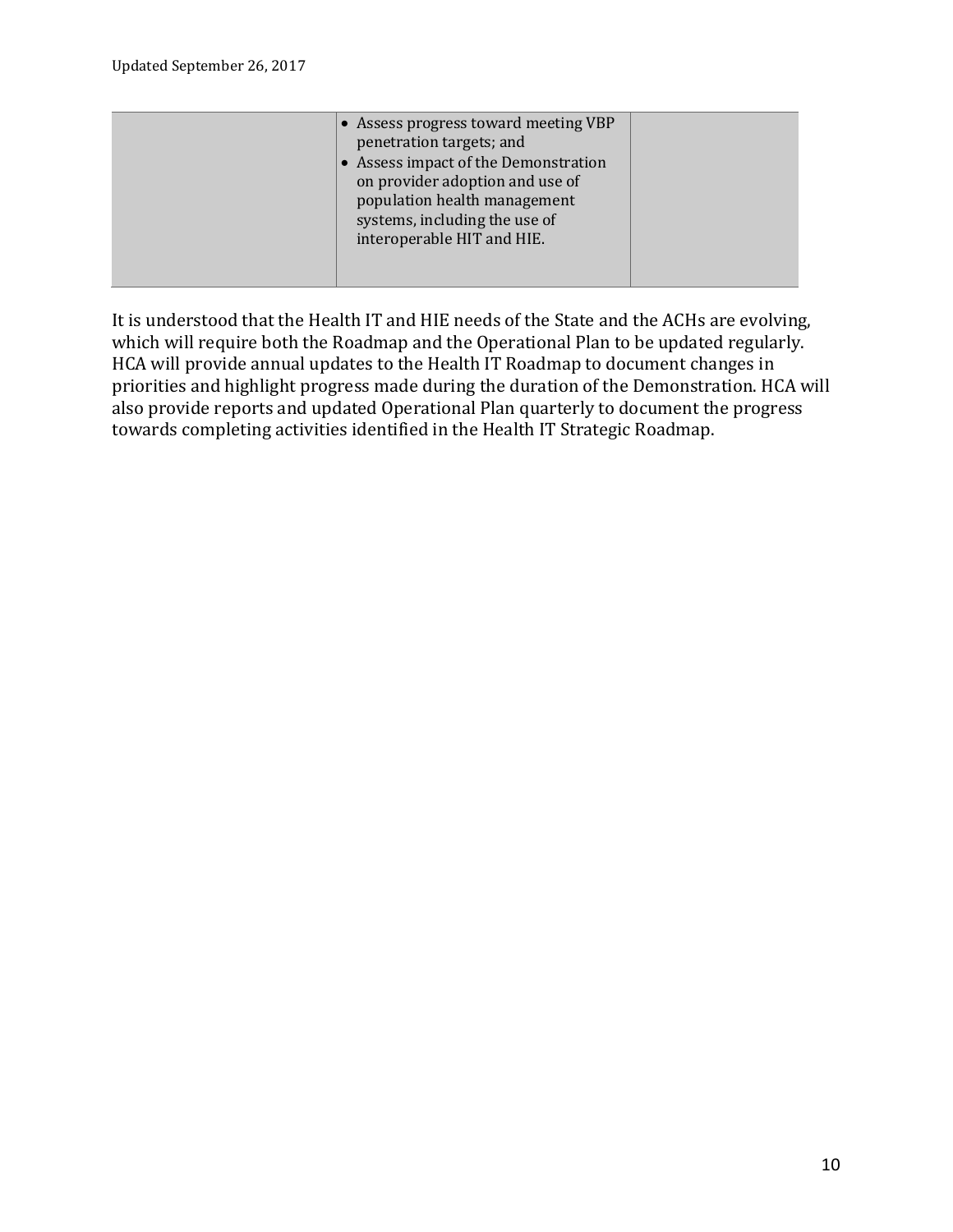| | | |
|---|---|---|
| | • Assess progress toward meeting VBP penetration targets; and<br>• Assess impact of the Demonstration on provider adoption and use of population health management systems, including the use of interoperable HIT and HIE. | |

It is understood that the Health IT and HIE needs of the State and the ACHs are evolving, which will require both the Roadmap and the Operational Plan to be updated regularly. HCA will provide annual updates to the Health IT Roadmap to document changes in priorities and highlight progress made during the duration of the Demonstration. HCA will also provide reports and updated Operational Plan quarterly to document the progress towards completing activities identified in the Health IT Strategic Roadmap.